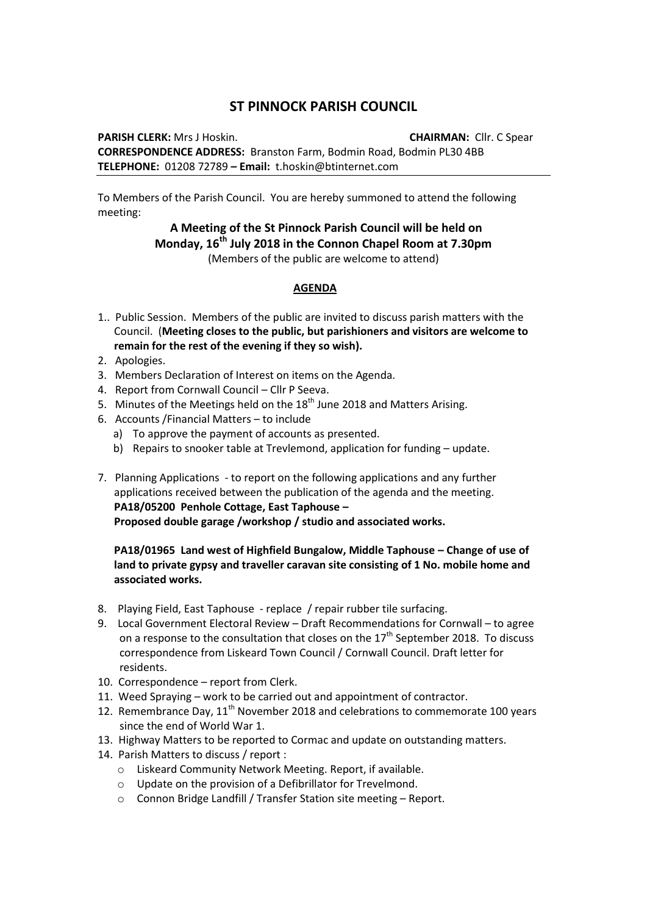# ST PINNOCK PARISH COUNCIL

**PARISH CLERK:** Mrs J Hoskin. **CHAIRMAN:** Cllr. C Spear
**CORRESPONDENCE ADDRESS:** Branston Farm, Bodmin Road, Bodmin PL30 4BB
**TELEPHONE:** 01208 72789 **– Email:** t.hoskin@btinternet.com

---

To Members of the Parish Council. You are hereby summoned to attend the following meeting:

**A Meeting of the St Pinnock Parish Council will be held on**
**Monday, 16th July 2018 in the Connon Chapel Room at 7.30pm**
(Members of the public are welcome to attend)

## AGENDA

1.. Public Session. Members of the public are invited to discuss parish matters with the Council. (**Meeting closes to the public, but parishioners and visitors are welcome to remain for the rest of the evening if they so wish).**
2. Apologies.
3. Members Declaration of Interest on items on the Agenda.
4. Report from Cornwall Council – Cllr P Seeva.
5. Minutes of the Meetings held on the 18th June 2018 and Matters Arising.
6. Accounts /Financial Matters – to include
   a) To approve the payment of accounts as presented.
   b) Repairs to snooker table at Trevlemond, application for funding – update.
7. Planning Applications - to report on the following applications and any further applications received between the publication of the agenda and the meeting.
   **PA18/05200 Penhole Cottage, East Taphouse –**
   **Proposed double garage /workshop / studio and associated works.**

   **PA18/01965 Land west of Highfield Bungalow, Middle Taphouse – Change of use of land to private gypsy and traveller caravan site consisting of 1 No. mobile home and associated works.**
8. Playing Field, East Taphouse - replace / repair rubber tile surfacing.
9. Local Government Electoral Review – Draft Recommendations for Cornwall – to agree on a response to the consultation that closes on the 17th September 2018. To discuss correspondence from Liskeard Town Council / Cornwall Council. Draft letter for residents.
10. Correspondence – report from Clerk.
11. Weed Spraying – work to be carried out and appointment of contractor.
12. Remembrance Day, 11th November 2018 and celebrations to commemorate 100 years since the end of World War 1.
13. Highway Matters to be reported to Cormac and update on outstanding matters.
14. Parish Matters to discuss / report :
    - Liskeard Community Network Meeting. Report, if available.
    - Update on the provision of a Defibrillator for Trevelmond.
    - Connon Bridge Landfill / Transfer Station site meeting – Report.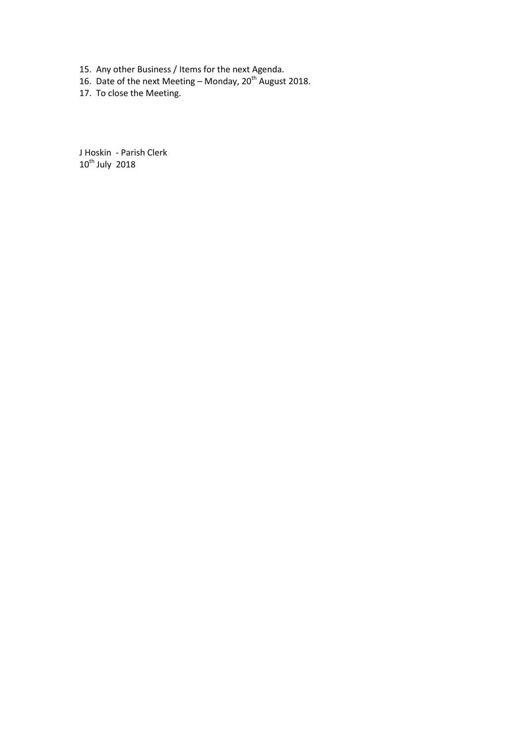15. Any other Business / Items for the next Agenda.
16. Date of the next Meeting – Monday, 20th August 2018.
17. To close the Meeting.

J Hoskin - Parish Clerk
10th July 2018